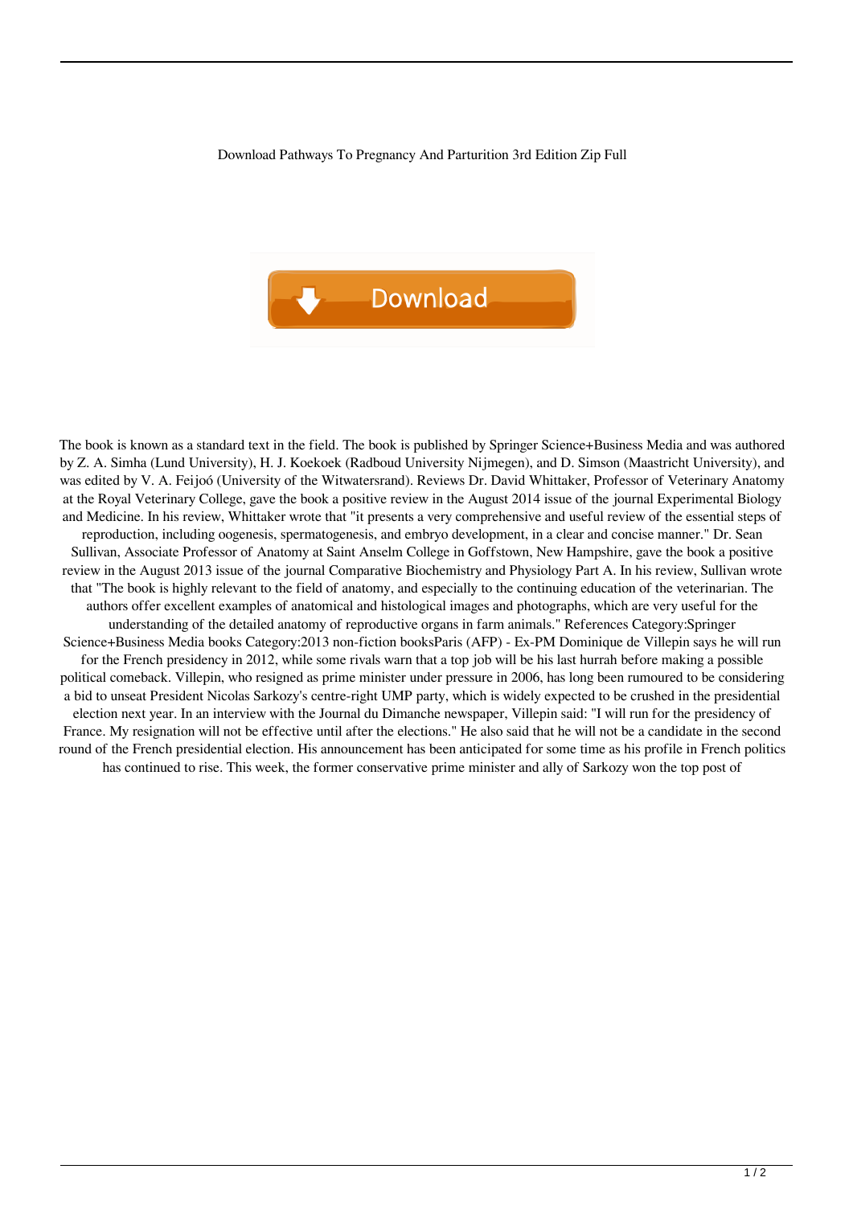Download Pathways To Pregnancy And Parturition 3rd Edition Zip Full

Download

The book is known as a standard text in the field. The book is published by Springer Science+Business Media and was authored by Z. A. Simha (Lund University), H. J. Koekoek (Radboud University Nijmegen), and D. Simson (Maastricht University), and was edited by V. A. Feijoó (University of the Witwatersrand). Reviews Dr. David Whittaker, Professor of Veterinary Anatomy at the Royal Veterinary College, gave the book a positive review in the August 2014 issue of the journal Experimental Biology and Medicine. In his review, Whittaker wrote that "it presents a very comprehensive and useful review of the essential steps of reproduction, including oogenesis, spermatogenesis, and embryo development, in a clear and concise manner." Dr. Sean Sullivan, Associate Professor of Anatomy at Saint Anselm College in Goffstown, New Hampshire, gave the book a positive review in the August 2013 issue of the journal Comparative Biochemistry and Physiology Part A. In his review, Sullivan wrote that "The book is highly relevant to the field of anatomy, and especially to the continuing education of the veterinarian. The authors offer excellent examples of anatomical and histological images and photographs, which are very useful for the understanding of the detailed anatomy of reproductive organs in farm animals." References Category:Springer Science+Business Media books Category:2013 non-fiction booksParis (AFP) - Ex-PM Dominique de Villepin says he will run for the French presidency in 2012, while some rivals warn that a top job will be his last hurrah before making a possible political comeback. Villepin, who resigned as prime minister under pressure in 2006, has long been rumoured to be considering a bid to unseat President Nicolas Sarkozy's centre-right UMP party, which is widely expected to be crushed in the presidential election next year. In an interview with the Journal du Dimanche newspaper, Villepin said: "I will run for the presidency of France. My resignation will not be effective until after the elections." He also said that he will not be a candidate in the second round of the French presidential election. His announcement has been anticipated for some time as his profile in French politics has continued to rise. This week, the former conservative prime minister and ally of Sarkozy won the top post of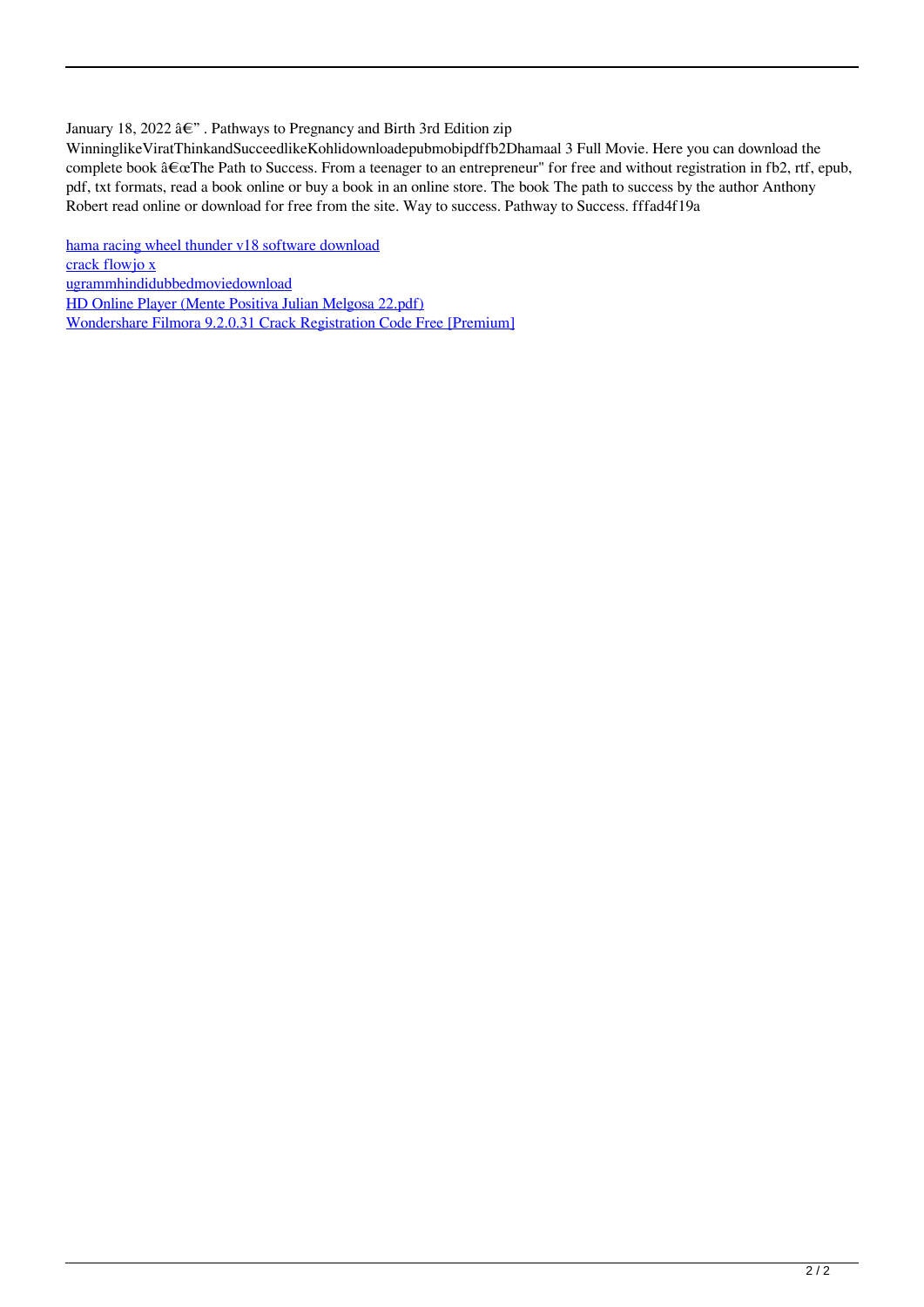January 18, 2022 â€" . Pathways to Pregnancy and Birth 3rd Edition zip WinninglikeViratThinkandSucceedlikeKohlidownloadepubmobipdffb2Dhamaal 3 Full Movie. Here you can download the complete book â€œThe Path to Success. From a teenager to an entrepreneur" for free and without registration in fb2, rtf, epub, pdf, txt formats, read a book online or buy a book in an online store. The book The path to success by the author Anthony Robert read online or download for free from the site. Way to success. Pathway to Success. fffad4f19a

hama racing wheel thunder v18 software download
crack flowjo x
ugrammhindidubbedmoviedownload
HD Online Player (Mente Positiva Julian Melgosa 22.pdf)
Wondershare Filmora 9.2.0.31 Crack Registration Code Free [Premium]